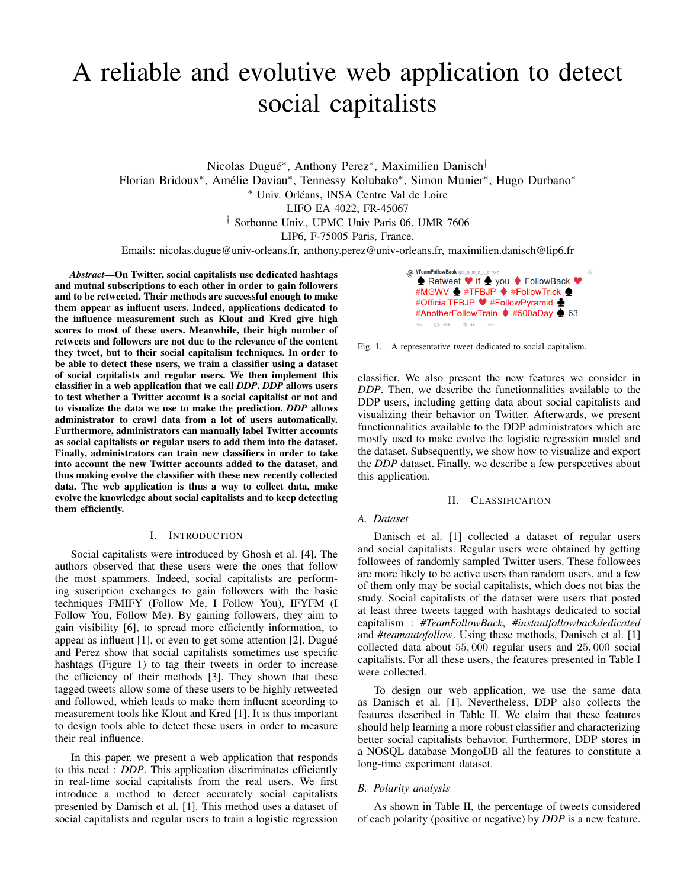# A reliable and evolutive web application to detect social capitalists

Nicolas Dugué*, Anthony Perez*, Maximilien Danisch†
Florian Bridoux*, Amélie Daviau*, Tennessy Kolubako*, Simon Munier*, Hugo Durbano*
* Univ. Orléans, INSA Centre Val de Loire
LIFO EA 4022, FR-45067
† Sorbonne Univ., UPMC Univ Paris 06, UMR 7606
LIP6, F-75005 Paris, France.
Emails: nicolas.dugue@univ-orleans.fr, anthony.perez@univ-orleans.fr, maximilien.danisch@lip6.fr

***Abstract*—On Twitter, social capitalists use dedicated hashtags and mutual subscriptions to each other in order to gain followers and to be retweeted. Their methods are successful enough to make them appear as influent users. Indeed, applications dedicated to the influence measurement such as Klout and Kred give high scores to most of these users. Meanwhile, their high number of retweets and followers are not due to the relevance of the content they tweet, but to their social capitalism techniques. In order to be able to detect these users, we train a classifier using a dataset of social capitalists and regular users. We then implement this classifier in a web application that we call *DDP*. *DDP* allows users to test whether a Twitter account is a social capitalist or not and to visualize the data we use to make the prediction. *DDP* allows administrator to crawl data from a lot of users automatically. Furthermore, administrators can manually label Twitter accounts as social capitalists or regular users to add them into the dataset. Finally, administrators can train new classifiers in order to take into account the new Twitter accounts added to the dataset, and thus making evolve the classifier with these new recently collected data. The web application is thus a way to collect data, make evolve the knowledge about social capitalists and to keep detecting them efficiently.**

## I. Introduction

Social capitalists were introduced by Ghosh et al. [4]. The authors observed that these users were the ones that follow the most spammers. Indeed, social capitalists are performing suscription exchanges to gain followers with the basic techniques FMIFY (Follow Me, I Follow You), IFYFM (I Follow You, Follow Me). By gaining followers, they aim to gain visibility [6], to spread more efficiently information, to appear as influent [1], or even to get some attention [2]. Dugué and Perez show that social capitalists sometimes use specific hashtags (Figure 1) to tag their tweets in order to increase the efficiency of their methods [3]. They shown that these tagged tweets allow some of these users to be highly retweeted and followed, which leads to make them influent according to measurement tools like Klout and Kred [1]. It is thus important to design tools able to detect these users in order to measure their real influence.

In this paper, we present a web application that responds to this need : *DDP*. This application discriminates efficiently in real-time social capitalists from the real users. We first introduce a method to detect accurately social capitalists presented by Danisch et al. [1]. This method uses a dataset of social capitalists and regular users to train a logistic regression classifier. We also present the new features we consider in *DDP*. Then, we describe the functionnalities available to the DDP users, including getting data about social capitalists and visualizing their behavior on Twitter. Afterwards, we present functionnalities available to the DDP administrators which are mostly used to make evolve the logistic regression model and the dataset. Subsequently, we show how to visualize and export the *DDP* dataset. Finally, we describe a few perspectives about this application.

#TeamFollowBack @z_o_m_b_i_e · 6 h
♠ Retweet ♥ if ♣ you ♦ FollowBack ♥ #MGWV ♣ #TFBJP ♦ #FollowTrick ♠ #OfficialTFBJP ♥ #FollowPyramid ♣ #AnotherFollowTrain ♦ #500aDay ♠ 63

Fig. 1. A representative tweet dedicated to social capitalism.

## II. Classification

### A. Dataset

Danisch et al. [1] collected a dataset of regular users and social capitalists. Regular users were obtained by getting followees of randomly sampled Twitter users. These followees are more likely to be active users than random users, and a few of them only may be social capitalists, which does not bias the study. Social capitalists of the dataset were users that posted at least three tweets tagged with hashtags dedicated to social capitalism : *#TeamFollowBack*, *#instantfollowbackdedicated* and *#teamautofollow*. Using these methods, Danisch et al. [1] collected data about $55,000$ regular users and $25,000$ social capitalists. For all these users, the features presented in Table I were collected.

To design our web application, we use the same data as Danisch et al. [1]. Nevertheless, DDP also collects the features described in Table II. We claim that these features should help learning a more robust classifier and characterizing better social capitalists behavior. Furthermore, DDP stores in a NOSQL database MongoDB all the features to constitute a long-time experiment dataset.

### B. Polarity analysis

As shown in Table II, the percentage of tweets considered of each polarity (positive or negative) by *DDP* is a new feature.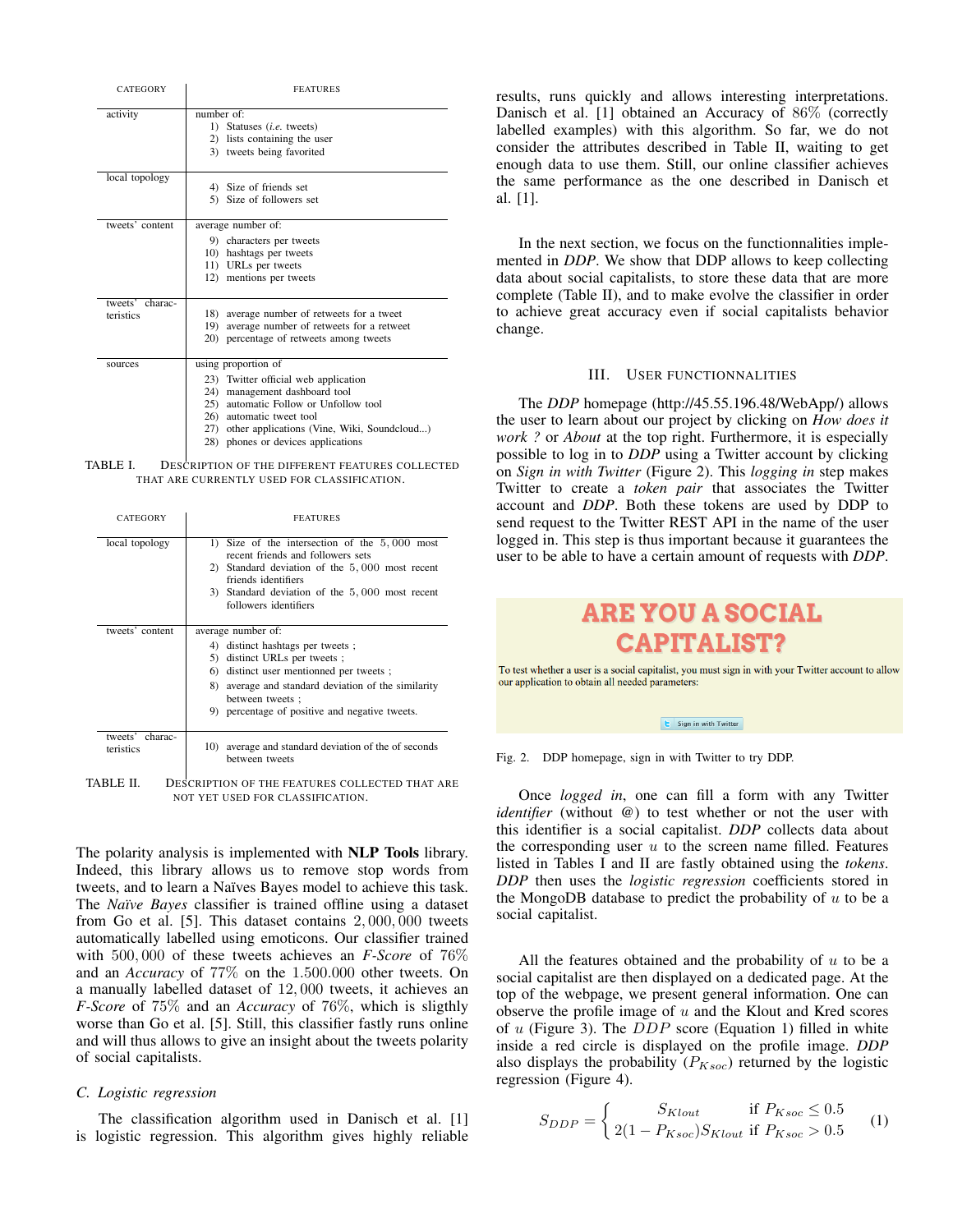| CATEGORY | FEATURES |
|---|---|
| activity | number of: 1) Statuses (*i.e.* tweets) 2) lists containing the user 3) tweets being favorited |
| local topology | 4) Size of friends set 5) Size of followers set |
| tweets' content | average number of: 9) characters per tweets 10) hashtags per tweets 11) URLs per tweets 12) mentions per tweets |
| tweets' characteristics | 18) average number of retweets for a tweet 19) average number of retweets for a retweet 20) percentage of retweets among tweets |
| sources | using proportion of 23) Twitter official web application 24) management dashboard tool 25) automatic Follow or Unfollow tool 26) automatic tweet tool 27) other applications (Vine, Wiki, Soundcloud...) 28) phones or devices applications |

TABLE I. DESCRIPTION OF THE DIFFERENT FEATURES COLLECTED THAT ARE CURRENTLY USED FOR CLASSIFICATION.

| CATEGORY | FEATURES |
|---|---|
| local topology | 1) Size of the intersection of the $5,000$ most recent friends and followers sets 2) Standard deviation of the $5,000$ most recent friends identifiers 3) Standard deviation of the $5,000$ most recent followers identifiers |
| tweets' content | average number of: 4) distinct hashtags per tweets ; 5) distinct URLs per tweets ; 6) distinct user mentionned per tweets ; 8) average and standard deviation of the similarity between tweets ; 9) percentage of positive and negative tweets. |
| tweets' characteristics | 10) average and standard deviation of the of seconds between tweets |

TABLE II. DESCRIPTION OF THE FEATURES COLLECTED THAT ARE NOT YET USED FOR CLASSIFICATION.

The polarity analysis is implemented with **NLP Tools** library. Indeed, this library allows us to remove stop words from tweets, and to learn a Naïves Bayes model to achieve this task. The *Naïve Bayes* classifier is trained offline using a dataset from Go et al. [5]. This dataset contains $2,000,000$ tweets automatically labelled using emoticons. Our classifier trained with $500,000$ of these tweets achieves an *F-Score* of $76\%$ and an *Accuracy* of $77\%$ on the $1.500.000$ other tweets. On a manually labelled dataset of $12,000$ tweets, it achieves an *F-Score* of $75\%$ and an *Accuracy* of $76\%$, which is sligthly worse than Go et al. [5]. Still, this classifier fastly runs online and will thus allows to give an insight about the tweets polarity of social capitalists.

### C. Logistic regression

The classification algorithm used in Danisch et al. [1] is logistic regression. This algorithm gives highly reliable results, runs quickly and allows interesting interpretations. Danisch et al. [1] obtained an Accuracy of $86\%$ (correctly labelled examples) with this algorithm. So far, we do not consider the attributes described in Table II, waiting to get enough data to use them. Still, our online classifier achieves the same performance as the one described in Danisch et al. [1].

In the next section, we focus on the functionnalities implemented in *DDP*. We show that DDP allows to keep collecting data about social capitalists, to store these data that are more complete (Table II), and to make evolve the classifier in order to achieve great accuracy even if social capitalists behavior change.

## III. USER FUNCTIONNALITIES

The *DDP* homepage (http://45.55.196.48/WebApp/) allows the user to learn about our project by clicking on *How does it work ?* or *About* at the top right. Furthermore, it is especially possible to log in to *DDP* using a Twitter account by clicking on *Sign in with Twitter* (Figure 2). This *logging in* step makes Twitter to create a *token pair* that associates the Twitter account and *DDP*. Both these tokens are used by DDP to send request to the Twitter REST API in the name of the user logged in. This step is thus important because it guarantees the user to be able to have a certain amount of requests with *DDP*.

ARE YOU A SOCIAL CAPITALIST?

To test whether a user is a social capitalist, you must sign in with your Twitter account to allow our application to obtain all needed parameters:

Sign in with Twitter

Fig. 2. DDP homepage, sign in with Twitter to try DDP.

Once *logged in*, one can fill a form with any Twitter *identifier* (without @) to test whether or not the user with this identifier is a social capitalist. *DDP* collects data about the corresponding user $u$ to the screen name filled. Features listed in Tables I and II are fastly obtained using the *tokens*. *DDP* then uses the *logistic regression* coefficients stored in the MongoDB database to predict the probability of $u$ to be a social capitalist.

All the features obtained and the probability of $u$ to be a social capitalist are then displayed on a dedicated page. At the top of the webpage, we present general information. One can observe the profile image of $u$ and the Klout and Kred scores of $u$ (Figure 3). The $DDP$ score (Equation 1) filled in white inside a red circle is displayed on the profile image. *DDP* also displays the probability ($P_{Ksoc}$) returned by the logistic regression (Figure 4).

$$S_{DDP} = \begin{cases} S_{Klout} & \text{if } P_{Ksoc} \leq 0.5 \\ 2(1 - P_{Ksoc})S_{Klout} & \text{if } P_{Ksoc} > 0.5 \end{cases} \quad (1)$$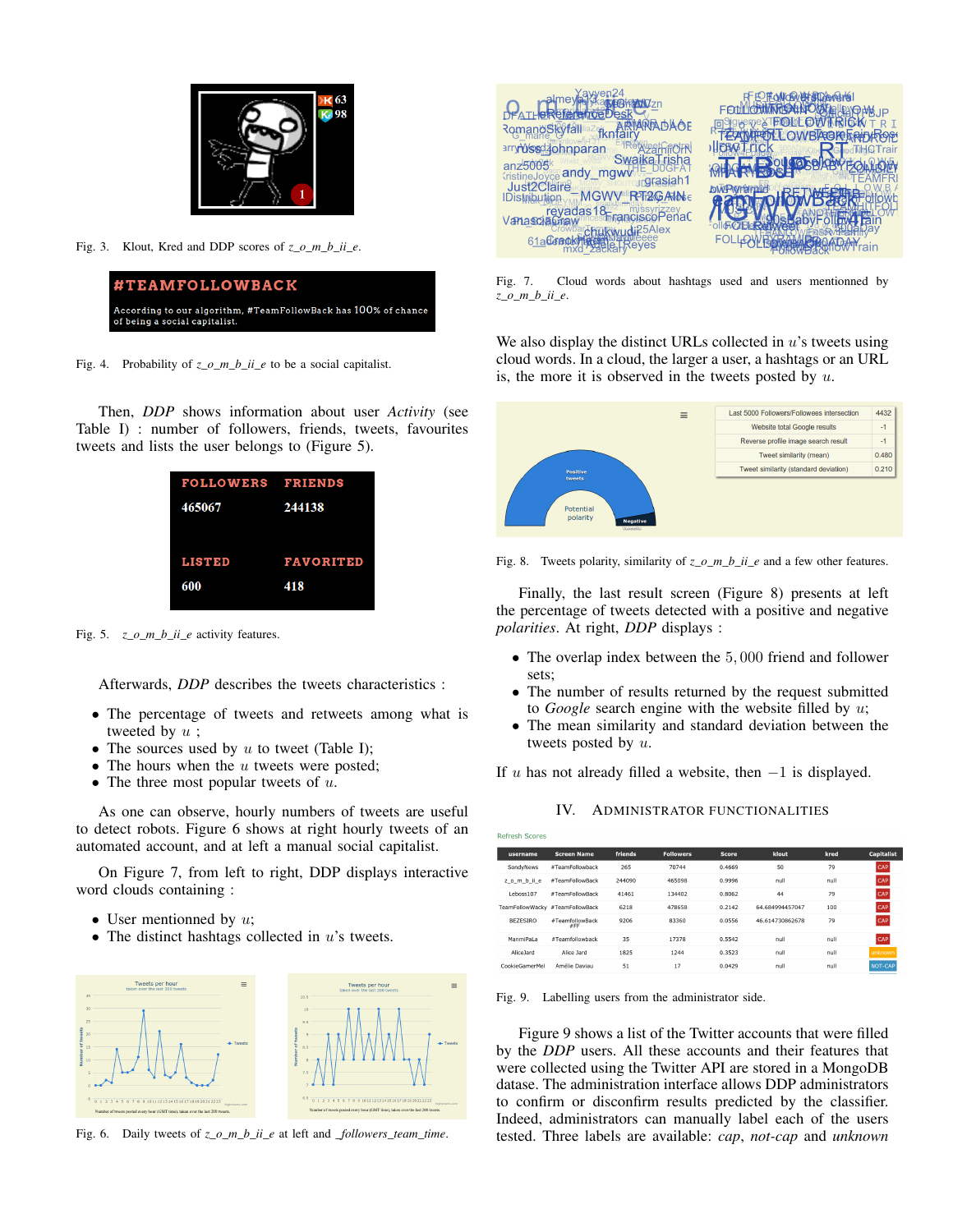Fig. 3. Klout, Kred and DDP scores of *z_o_m_b_ii_e*.

Fig. 4. Probability of *z_o_m_b_ii_e* to be a social capitalist.

Then, *DDP* shows information about user *Activity* (see Table I) : number of followers, friends, tweets, favourites tweets and lists the user belongs to (Figure 5).

Fig. 5. *z_o_m_b_ii_e* activity features.

Afterwards, *DDP* describes the tweets characteristics :

- The percentage of tweets and retweets among what is tweeted by $u$ ;
- The sources used by $u$ to tweet (Table I);
- The hours when the $u$ tweets were posted;
- The three most popular tweets of $u$.

As one can observe, hourly numbers of tweets are useful to detect robots. Figure 6 shows at right hourly tweets of an automated account, and at left a manual social capitalist.

On Figure 7, from left to right, DDP displays interactive word clouds containing :

- User mentioned by $u$;
- The distinct hashtags collected in $u$'s tweets.

Fig. 6. Daily tweets of *z_o_m_b_ii_e* at left and *_followers_team_time*.

Fig. 7. Cloud words about hashtags used and users mentionned by *z_o_m_b_ii_e*.

We also display the distinct URLs collected in $u$'s tweets using cloud words. In a cloud, the larger a user, a hashtags or an URL is, the more it is observed in the tweets posted by $u$.

Fig. 8. Tweets polarity, similarity of *z_o_m_b_ii_e* and a few other features.

Finally, the last result screen (Figure 8) presents at left the percentage of tweets detected with a positive and negative *polarities*. At right, *DDP* displays :

- The overlap index between the $5,000$ friend and follower sets;
- The number of results returned by the request submitted to *Google* search engine with the website filled by $u$;
- The mean similarity and standard deviation between the tweets posted by $u$.

If $u$ has not already filled a website, then $-1$ is displayed.

## IV. Administrator Functionalities

Fig. 9. Labelling users from the administrator side.

Figure 9 shows a list of the Twitter accounts that were filled by the *DDP* users. All these accounts and their features that were collected using the Twitter API are stored in a MongoDB datase. The administration interface allows DDP administrators to confirm or disconfirm results predicted by the classifier. Indeed, administrators can manually label each of the users tested. Three labels are available: *cap*, *not-cap* and *unknown*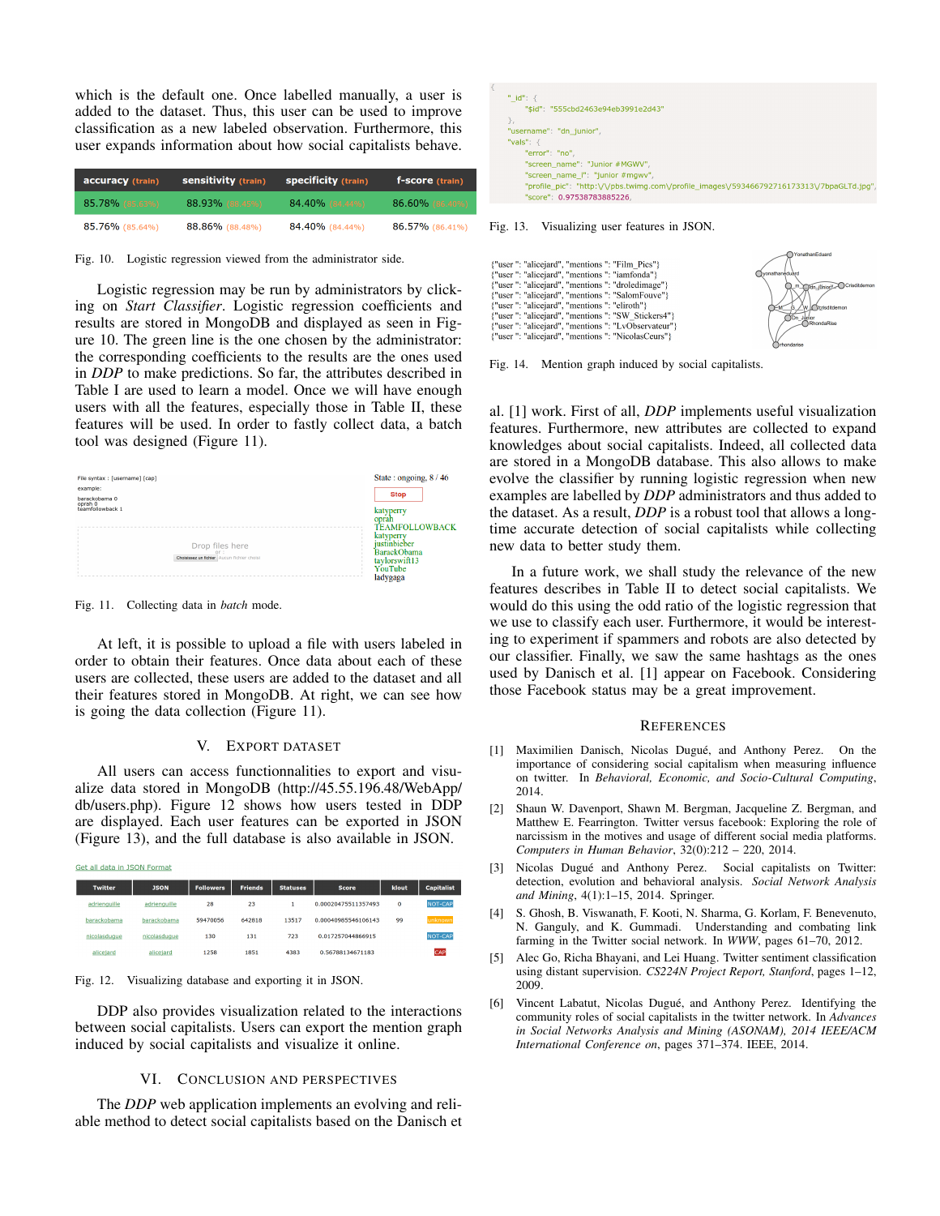which is the default one. Once labelled manually, a user is added to the dataset. Thus, this user can be used to improve classification as a new labeled observation. Furthermore, this user expands information about how social capitalists behave.

| accuracy (train) | sensitivity (train) | specificity (train) | f-score (train) |
|---|---|---|---|
| 85.78% (85.63%) | 88.93% (88.48%) | 84.40% (84.44%) | 86.60% (86.40%) |
| 85.76% (85.64%) | 88.86% (88.48%) | 84.40% (84.44%) | 86.57% (86.41%) |

Fig. 10. Logistic regression viewed from the administrator side.

Logistic regression may be run by administrators by clicking on *Start Classifier*. Logistic regression coefficients and results are stored in MongoDB and displayed as seen in Figure 10. The green line is the one chosen by the administrator: the corresponding coefficients to the results are the ones used in *DDP* to make predictions. So far, the attributes described in Table I are used to learn a model. Once we will have enough users with all the features, especially those in Table II, these features will be used. In order to fastly collect data, a batch tool was designed (Figure 11).

File syntax : [username] [cap]
example:
barackobama 0
oprah 0
teamfollowback 1

Drop files here
Choisissez un fichier Aucun fichier choisi

State : ongoing, 8 / 46
Stop
katyperry
oprah
TEAMFOLLOWBACK
katyperry
justinbieber
BarackObama
taylorswift13
YouTube
ladygaga

Fig. 11. Collecting data in *batch* mode.

At left, it is possible to upload a file with users labeled in order to obtain their features. Once data about each of these users are collected, these users are added to the dataset and all their features stored in MongoDB. At right, we can see how is going the data collection (Figure 11).

## V. Export Dataset

All users can access functionnalities to export and visualize data stored in MongoDB (http://45.55.196.48/WebApp/db/users.php). Figure 12 shows how users tested in DDP are displayed. Each user features can be exported in JSON (Figure 13), and the full database is also available in JSON.

Get all data in JSON Format

| Twitter | JSON | Followers | Friends | Statuses | Score | klout | Capitalist |
|---|---|---|---|---|---|---|---|
| adrienguille | adrienguille | 28 | 23 | 1 | 0.00020475511357493 | 0 | NOT-CAP |
| barackobama | barackobama | 59470056 | 642818 | 13517 | 0.00040985546106143 | 99 | unknown |
| nicolasdugue | nicolasdugue | 130 | 131 | 723 | 0.017257044866915 | | NOT-CAP |
| alicejard | alicejard | 1258 | 1851 | 4383 | 0.56788134671183 | | CAP |

Fig. 12. Visualizing database and exporting it in JSON.

DDP also provides visualization related to the interactions between social capitalists. Users can export the mention graph induced by social capitalists and visualize it online.

## VI. Conclusion and Perspectives

The *DDP* web application implements an evolving and reliable method to detect social capitalists based on the Danisch et

```
{
    "_id": {
        "$id": "555cbd2463e94eb3991e2d43"
    },
    "username": "dn_junior",
    "vals": {
        "error": "no",
        "screen_name": "Junior #MGWV",
        "screen_name_i": "junior #mgwv",
        "profile_pic": "http:\/\/pbs.twimg.com\/profile_images\/593466792716173313\/7bpaGLTd.jpg",
        "score": 0.97538783885226,
```

Fig. 13. Visualizing user features in JSON.

```
{"user": "alicejard", "mentions": "Film_Pics"}
{"user": "alicejard", "mentions": "iamfonda"}
{"user": "alicejard", "mentions": "droledimage"}
{"user": "alicejard", "mentions": "SalomFouve"}
{"user": "alicejard", "mentions": "eliroth"}
{"user": "alicejard", "mentions": "SW_Stickers4"}
{"user": "alicejard", "mentions": "LvObservateur"}
{"user": "alicejard", "mentions": "NicolasCeurs"}
```

YonathanEduard
yonathaneduard
dn_junior
Crisditdemon
crisditdemon
Dn_Junior
RhondaRise
rhondarise

Fig. 14. Mention graph induced by social capitalists.

al. [1] work. First of all, *DDP* implements useful visualization features. Furthermore, new attributes are collected to expand knowledges about social capitalists. Indeed, all collected data are stored in a MongoDB database. This also allows to make evolve the classifier by running logistic regression when new examples are labelled by *DDP* administrators and thus added to the dataset. As a result, *DDP* is a robust tool that allows a long-time accurate detection of social capitalists while collecting new data to better study them.

In a future work, we shall study the relevance of the new features describes in Table II to detect social capitalists. We would do this using the odd ratio of the logistic regression that we use to classify each user. Furthermore, it would be interesting to experiment if spammers and robots are also detected by our classifier. Finally, we saw the same hashtags as the ones used by Danisch et al. [1] appear on Facebook. Considering those Facebook status may be a great improvement.

## References

[1] Maximilien Danisch, Nicolas Dugué, and Anthony Perez. On the importance of considering social capitalism when measuring influence on twitter. In *Behavioral, Economic, and Socio-Cultural Computing*, 2014.

[2] Shaun W. Davenport, Shawn M. Bergman, Jacqueline Z. Bergman, and Matthew E. Fearrington. Twitter versus facebook: Exploring the role of narcissism in the motives and usage of different social media platforms. *Computers in Human Behavior*, 32(0):212 – 220, 2014.

[3] Nicolas Dugué and Anthony Perez. Social capitalists on Twitter: detection, evolution and behavioral analysis. *Social Network Analysis and Mining*, 4(1):1–15, 2014. Springer.

[4] S. Ghosh, B. Viswanath, F. Kooti, N. Sharma, G. Korlam, F. Benevenuto, N. Ganguly, and K. Gummadi. Understanding and combating link farming in the Twitter social network. In *WWW*, pages 61–70, 2012.

[5] Alec Go, Richa Bhayani, and Lei Huang. Twitter sentiment classification using distant supervision. *CS224N Project Report, Stanford*, pages 1–12, 2009.

[6] Vincent Labatut, Nicolas Dugué, and Anthony Perez. Identifying the community roles of social capitalists in the twitter network. In *Advances in Social Networks Analysis and Mining (ASONAM), 2014 IEEE/ACM International Conference on*, pages 371–374. IEEE, 2014.